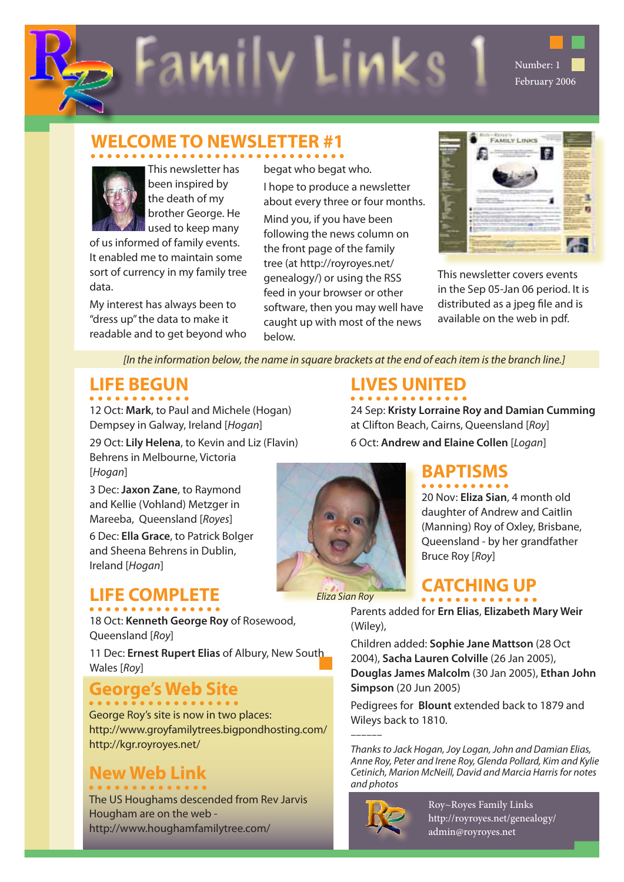# Family Links 1

Number: 1
February 2006

## WELCOME TO NEWSLETTER #1

This newsletter has been inspired by the death of my brother George. He used to keep many of us informed of family events. It enabled me to maintain some sort of currency in my family tree data.

My interest has always been to "dress up" the data to make it readable and to get beyond who begat who begat who.

I hope to produce a newsletter about every three or four months.

Mind you, if you have been following the news column on the front page of the family tree (at http://royroyes.net/genealogy/) or using the RSS feed in your browser or other software, then you may well have caught up with most of the news below.

This newsletter covers events in the Sep 05-Jan 06 period. It is distributed as a jpeg file and is available on the web in pdf.

*[In the information below, the name in square brackets at the end of each item is the branch line.]*

## LIFE BEGUN

12 Oct: **Mark**, to Paul and Michele (Hogan) Dempsey in Galway, Ireland [*Hogan*]

29 Oct: **Lily Helena**, to Kevin and Liz (Flavin) Behrens in Melbourne, Victoria [*Hogan*]

3 Dec: **Jaxon Zane**, to Raymond and Kellie (Vohland) Metzger in Mareeba, Queensland [*Royes*]

6 Dec: **Ella Grace**, to Patrick Bolger and Sheena Behrens in Dublin, Ireland [*Hogan*]

## LIFE COMPLETE

18 Oct: **Kenneth George Roy** of Rosewood, Queensland [*Roy*]

11 Dec: **Ernest Rupert Elias** of Albury, New South Wales [*Roy*]

## George's Web Site

George Roy's site is now in two places:
http://www.groyfamilytrees.bigpondhosting.com/
http://kgr.royroyes.net/

## New Web Link

The US Houghams descended from Rev Jarvis Hougham are on the web - http://www.houghamfamilytree.com/

## LIVES UNITED

24 Sep: **Kristy Lorraine Roy and Damian Cumming** at Clifton Beach, Cairns, Queensland [*Roy*]

6 Oct: **Andrew and Elaine Collen** [*Logan*]

## BAPTISMS

20 Nov: **Eliza Sian**, 4 month old daughter of Andrew and Caitlin (Manning) Roy of Oxley, Brisbane, Queensland - by her grandfather Bruce Roy [*Roy*]

*Eliza Sian Roy*

## CATCHING UP

Parents added for **Ern Elias**, **Elizabeth Mary Weir** (Wiley),

Children added: **Sophie Jane Mattson** (28 Oct 2004), **Sacha Lauren Colville** (26 Jan 2005), **Douglas James Malcolm** (30 Jan 2005), **Ethan John Simpson** (20 Jun 2005)

Pedigrees for **Blount** extended back to 1879 and Wileys back to 1810.

\_\_\_\_\_\_

*Thanks to Jack Hogan, Joy Logan, John and Damian Elias, Anne Roy, Peter and Irene Roy, Glenda Pollard, Kim and Kylie Cetinich, Marion McNeill, David and Marcia Harris for notes and photos*

Roy~Royes Family Links
http://royroyes.net/genealogy/
admin@royroyes.net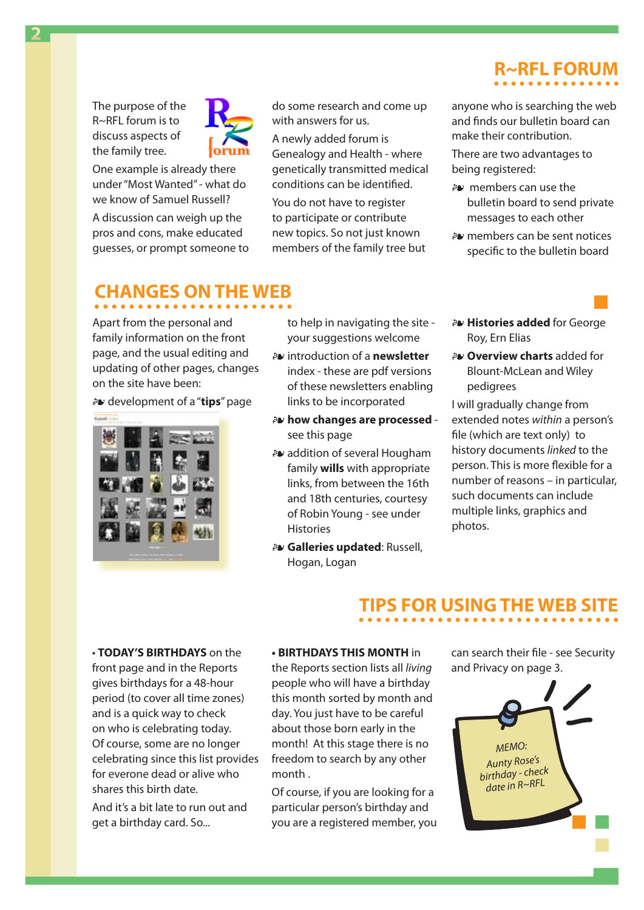## R~RFL FORUM

The purpose of the R~RFL forum is to discuss aspects of the family tree.

One example is already there under "Most Wanted" - what do we know of Samuel Russell?

A discussion can weigh up the pros and cons, make educated guesses, or prompt someone to do some research and come up with answers for us.

A newly added forum is Genealogy and Health - where genetically transmitted medical conditions can be identified.

You do not have to register to participate or contribute new topics. So not just known members of the family tree but anyone who is searching the web and finds our bulletin board can make their contribution.

There are two advantages to being registered:

- members can use the bulletin board to send private messages to each other
- members can be sent notices specific to the bulletin board

## CHANGES ON THE WEB

Apart from the personal and family information on the front page, and the usual editing and updating of other pages, changes on the site have been:

- development of a "**tips**" page to help in navigating the site - your suggestions welcome
- introduction of a **newsletter** index - these are pdf versions of these newsletters enabling links to be incorporated
- **how changes are processed** - see this page
- addition of several Hougham family **wills** with appropriate links, from between the 16th and 18th centuries, courtesy of Robin Young - see under Histories
- **Galleries updated**: Russell, Hogan, Logan
- **Histories added** for George Roy, Ern Elias
- **Overview charts** added for Blount-McLean and Wiley pedigrees

I will gradually change from extended notes *within* a person's file (which are text only) to history documents *linked* to the person. This is more flexible for a number of reasons – in particular, such documents can include multiple links, graphics and photos.

## TIPS FOR USING THE WEB SITE

• **TODAY'S BIRTHDAYS** on the front page and in the Reports gives birthdays for a 48-hour period (to cover all time zones) and is a quick way to check on who is celebrating today. Of course, some are no longer celebrating since this list provides for everone dead or alive who shares this birth date.

And it's a bit late to run out and get a birthday card. So...

• **BIRTHDAYS THIS MONTH** in the Reports section lists all *living* people who will have a birthday this month sorted by month and day. You just have to be careful about those born early in the month! At this stage there is no freedom to search by any other month .

Of course, if you are looking for a particular person's birthday and you are a registered member, you can search their file - see Security and Privacy on page 3.

*MEMO: Aunty Rose's birthday - check date in R~RFL*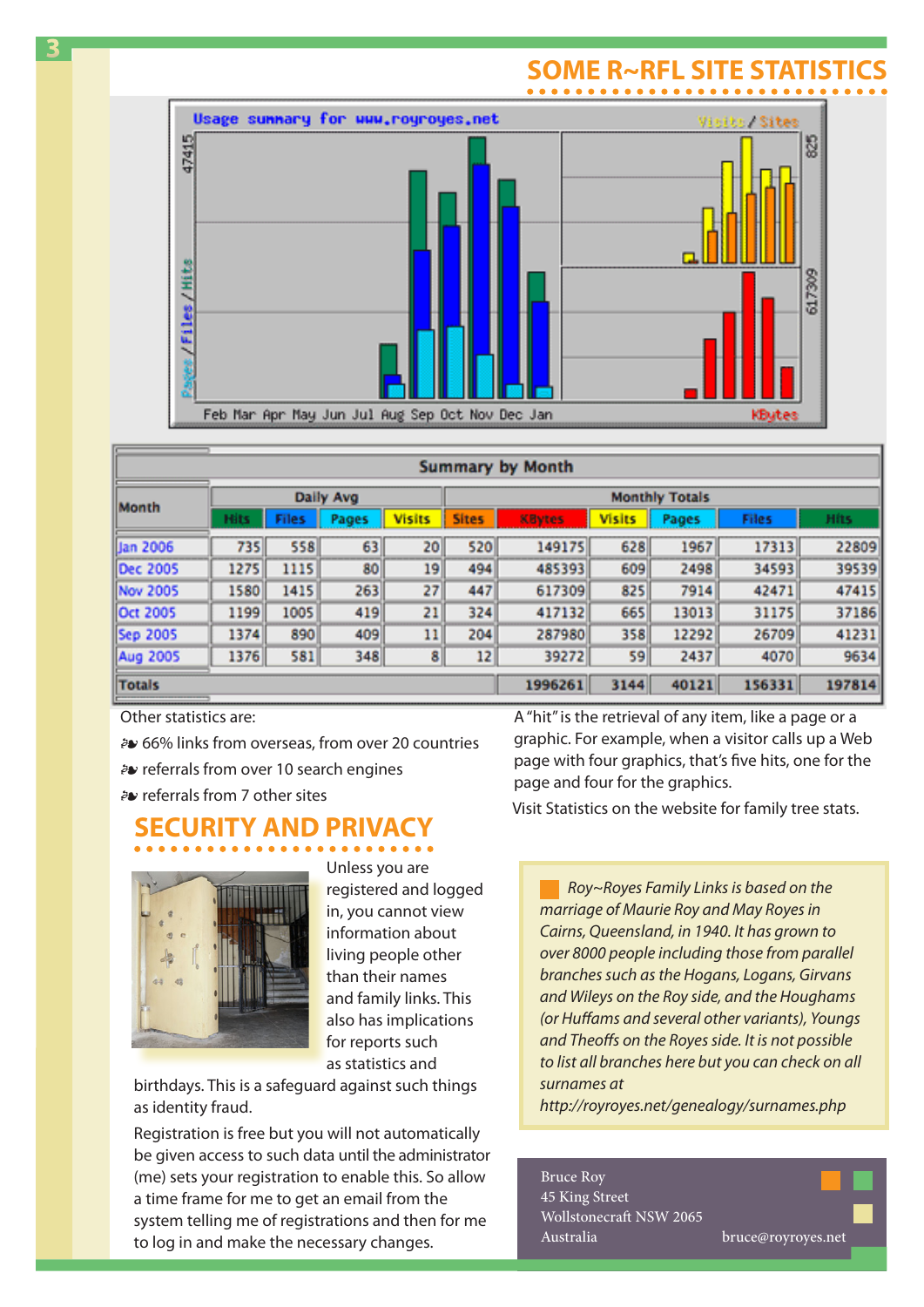## SOME R~RFL SITE STATISTICS

Usage summary for www.royroyes.net

Visits / Sites

47415

Pages / Files / Hits

825

617309

Feb Mar Apr May Jun Jul Aug Sep Oct Nov Dec Jan

KBytes

| Summary by Month | | | | | | | | | | | |
|---|---|---|---|---|---|---|---|---|---|---|---|
| Month | Daily Avg | | | | Monthly Totals | | | | | | |
| | Hits | Files | Pages | Visits | Sites | KBytes | Visits | Pages | Files | Hits |
| Jan 2006 | 735 | 558 | 63 | 20 | 520 | 149175 | 628 | 1967 | 17313 | 22809 |
| Dec 2005 | 1275 | 1115 | 80 | 19 | 494 | 485393 | 609 | 2498 | 34593 | 39539 |
| Nov 2005 | 1580 | 1415 | 263 | 27 | 447 | 617309 | 825 | 7914 | 42471 | 47415 |
| Oct 2005 | 1199 | 1005 | 419 | 21 | 324 | 417132 | 665 | 13013 | 31175 | 37186 |
| Sep 2005 | 1374 | 890 | 409 | 11 | 204 | 287980 | 358 | 12292 | 26709 | 41231 |
| Aug 2005 | 1376 | 581 | 348 | 8 | 12 | 39272 | 59 | 2437 | 4070 | 9634 |
| Totals | | | | | | 1996261 | 3144 | 40121 | 156331 | 197814 |

Other statistics are:

- 66% links from overseas, from over 20 countries
- referrals from over 10 search engines
- referrals from 7 other sites

A "hit" is the retrieval of any item, like a page or a graphic. For example, when a visitor calls up a Web page with four graphics, that's five hits, one for the page and four for the graphics.

Visit Statistics on the website for family tree stats.

## SECURITY AND PRIVACY

Unless you are registered and logged in, you cannot view information about living people other than their names and family links. This also has implications for reports such as statistics and birthdays. This is a safeguard against such things as identity fraud.

Registration is free but you will not automatically be given access to such data until the administrator (me) sets your registration to enable this. So allow a time frame for me to get an email from the system telling me of registrations and then for me to log in and make the necessary changes.

*Roy~Royes Family Links is based on the marriage of Maurie Roy and May Royes in Cairns, Queensland, in 1940. It has grown to over 8000 people including those from parallel branches such as the Hogans, Logans, Girvans and Wileys on the Roy side, and the Houghams (or Huffams and several other variants), Youngs and Theoffs on the Royes side. It is not possible to list all branches here but you can check on all surnames at http://royroyes.net/genealogy/surnames.php*

Bruce Roy
45 King Street
Wollstonecraft NSW 2065
Australia
bruce@royroyes.net